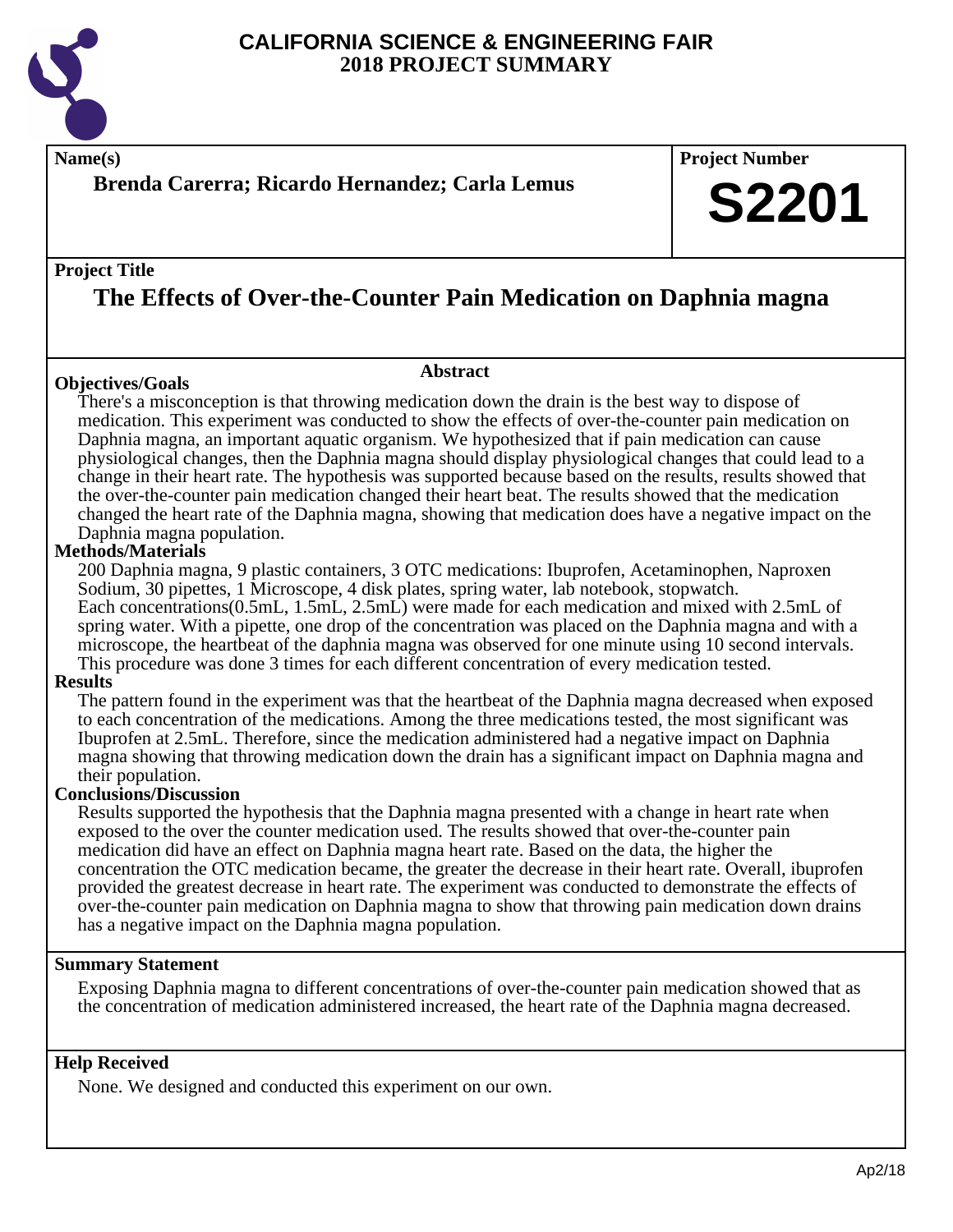# CALIFORNIA SCIENCE & ENGINEERING FAIR
# 2018 PROJECT SUMMARY

**Name(s)**

**Brenda Carerra; Ricardo Hernandez; Carla Lemus**

**Project Number**

**S2201**

**Project Title**

## The Effects of Over-the-Counter Pain Medication on Daphnia magna

### Abstract

**Objectives/Goals**

There's a misconception is that throwing medication down the drain is the best way to dispose of medication. This experiment was conducted to show the effects of over-the-counter pain medication on Daphnia magna, an important aquatic organism. We hypothesized that if pain medication can cause physiological changes, then the Daphnia magna should display physiological changes that could lead to a change in their heart rate. The hypothesis was supported because based on the results, results showed that the over-the-counter pain medication changed their heart beat. The results showed that the medication changed the heart rate of the Daphnia magna, showing that medication does have a negative impact on the Daphnia magna population.

**Methods/Materials**

200 Daphnia magna, 9 plastic containers, 3 OTC medications: Ibuprofen, Acetaminophen, Naproxen Sodium, 30 pipettes, 1 Microscope, 4 disk plates, spring water, lab notebook, stopwatch.
Each concentrations(0.5mL, 1.5mL, 2.5mL) were made for each medication and mixed with 2.5mL of spring water. With a pipette, one drop of the concentration was placed on the Daphnia magna and with a microscope, the heartbeat of the daphnia magna was observed for one minute using 10 second intervals. This procedure was done 3 times for each different concentration of every medication tested.

**Results**

The pattern found in the experiment was that the heartbeat of the Daphnia magna decreased when exposed to each concentration of the medications. Among the three medications tested, the most significant was Ibuprofen at 2.5mL. Therefore, since the medication administered had a negative impact on Daphnia magna showing that throwing medication down the drain has a significant impact on Daphnia magna and their population.

**Conclusions/Discussion**

Results supported the hypothesis that the Daphnia magna presented with a change in heart rate when exposed to the over the counter medication used. The results showed that over-the-counter pain medication did have an effect on Daphnia magna heart rate. Based on the data, the higher the concentration the OTC medication became, the greater the decrease in their heart rate. Overall, ibuprofen provided the greatest decrease in heart rate. The experiment was conducted to demonstrate the effects of over-the-counter pain medication on Daphnia magna to show that throwing pain medication down drains has a negative impact on the Daphnia magna population.

**Summary Statement**

Exposing Daphnia magna to different concentrations of over-the-counter pain medication showed that as the concentration of medication administered increased, the heart rate of the Daphnia magna decreased.

**Help Received**

None. We designed and conducted this experiment on our own.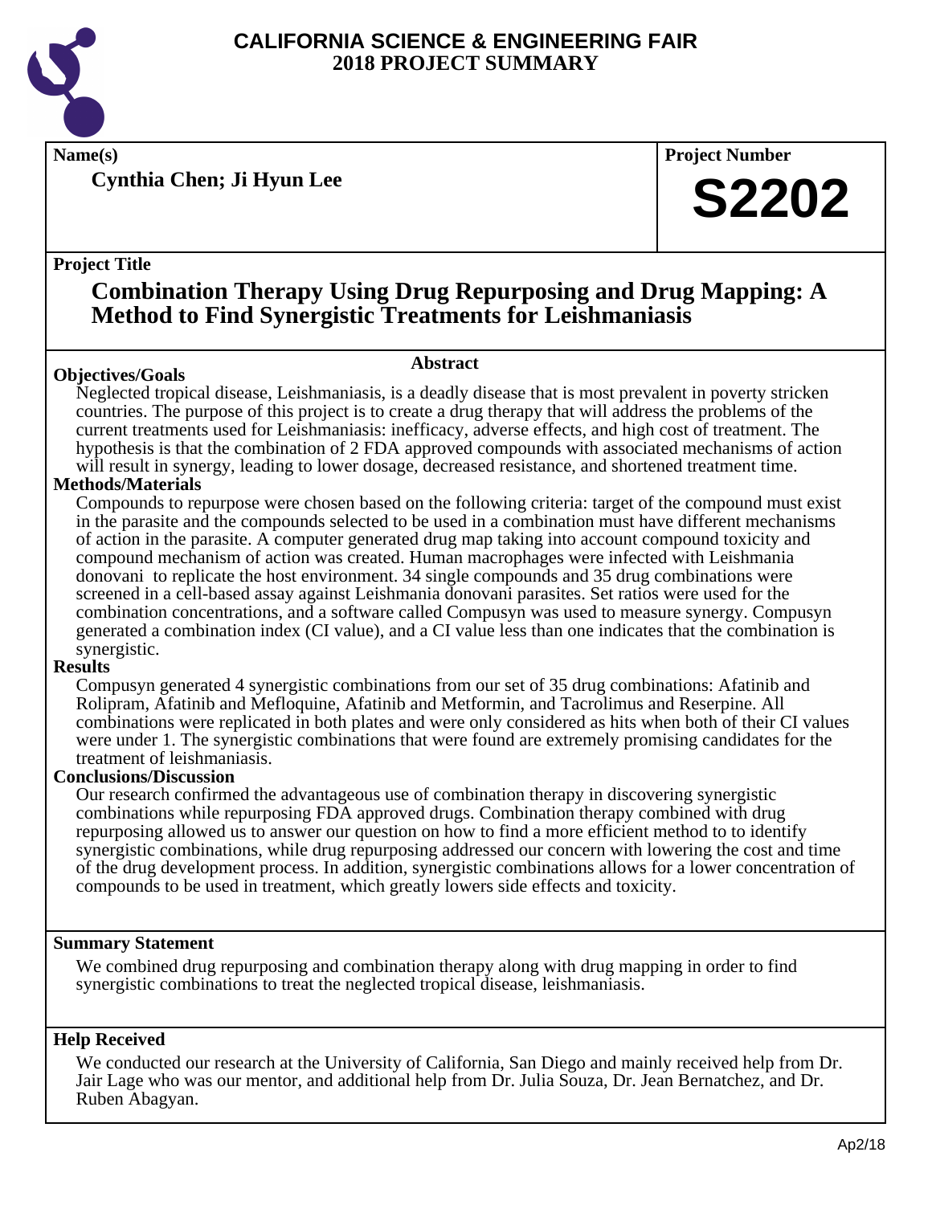# CALIFORNIA SCIENCE & ENGINEERING FAIR
# 2018 PROJECT SUMMARY

**Name(s)**

**Cynthia Chen; Ji Hyun Lee**

**Project Number**

**S2202**

**Project Title**

## Combination Therapy Using Drug Repurposing and Drug Mapping: A Method to Find Synergistic Treatments for Leishmaniasis

**Abstract**

### Objectives/Goals

Neglected tropical disease, Leishmaniasis, is a deadly disease that is most prevalent in poverty stricken countries. The purpose of this project is to create a drug therapy that will address the problems of the current treatments used for Leishmaniasis: inefficacy, adverse effects, and high cost of treatment. The hypothesis is that the combination of 2 FDA approved compounds with associated mechanisms of action will result in synergy, leading to lower dosage, decreased resistance, and shortened treatment time.

### Methods/Materials

Compounds to repurpose were chosen based on the following criteria: target of the compound must exist in the parasite and the compounds selected to be used in a combination must have different mechanisms of action in the parasite. A computer generated drug map taking into account compound toxicity and compound mechanism of action was created. Human macrophages were infected with Leishmania donovani to replicate the host environment. 34 single compounds and 35 drug combinations were screened in a cell-based assay against Leishmania donovani parasites. Set ratios were used for the combination concentrations, and a software called Compusyn was used to measure synergy. Compusyn generated a combination index (CI value), and a CI value less than one indicates that the combination is synergistic.

### Results

Compusyn generated 4 synergistic combinations from our set of 35 drug combinations: Afatinib and Rolipram, Afatinib and Mefloquine, Afatinib and Metformin, and Tacrolimus and Reserpine. All combinations were replicated in both plates and were only considered as hits when both of their CI values were under 1. The synergistic combinations that were found are extremely promising candidates for the treatment of leishmaniasis.

### Conclusions/Discussion

Our research confirmed the advantageous use of combination therapy in discovering synergistic combinations while repurposing FDA approved drugs. Combination therapy combined with drug repurposing allowed us to answer our question on how to find a more efficient method to to identify synergistic combinations, while drug repurposing addressed our concern with lowering the cost and time of the drug development process. In addition, synergistic combinations allows for a lower concentration of compounds to be used in treatment, which greatly lowers side effects and toxicity.

### Summary Statement

We combined drug repurposing and combination therapy along with drug mapping in order to find synergistic combinations to treat the neglected tropical disease, leishmaniasis.

### Help Received

We conducted our research at the University of California, San Diego and mainly received help from Dr. Jair Lage who was our mentor, and additional help from Dr. Julia Souza, Dr. Jean Bernatchez, and Dr. Ruben Abagyan.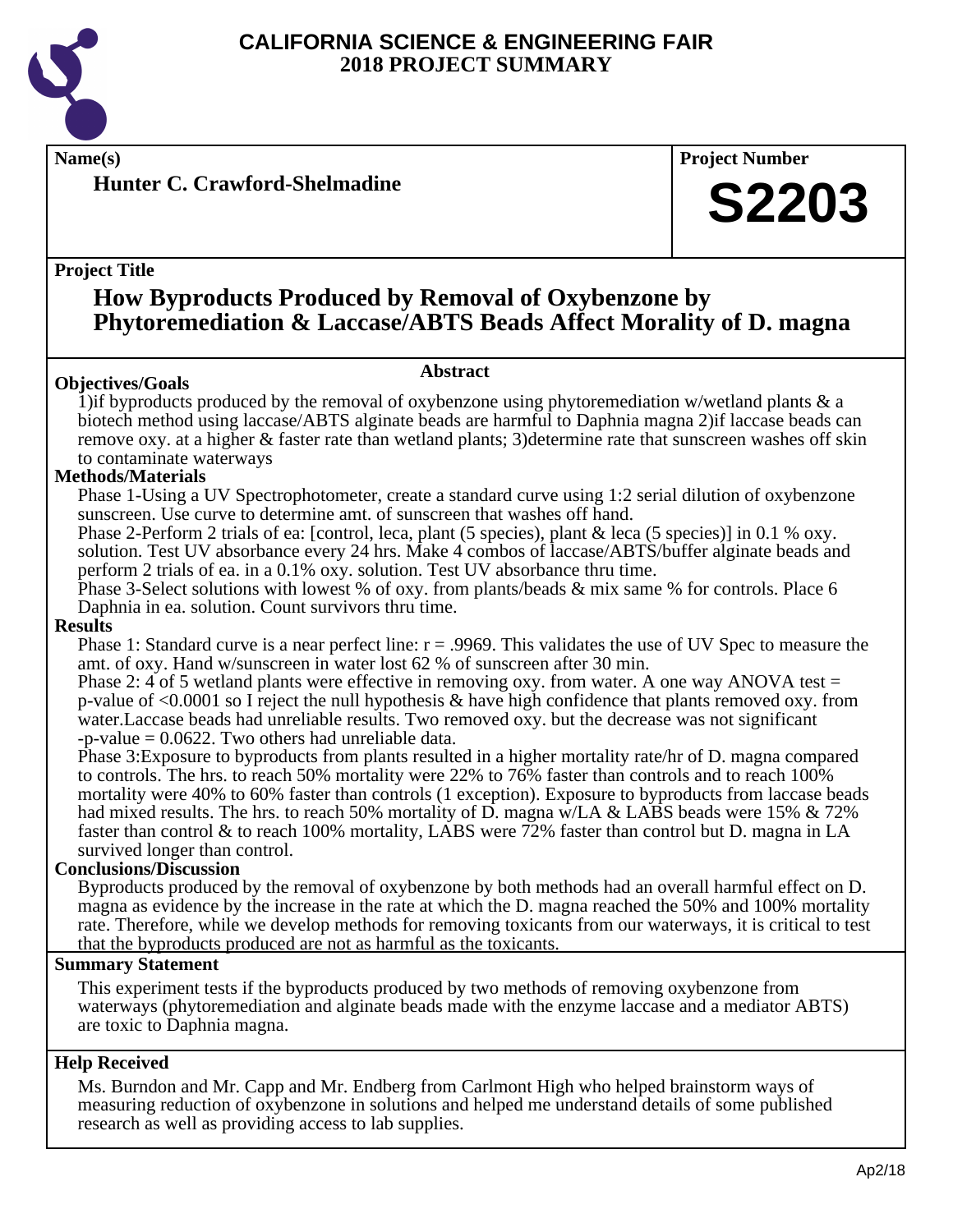# CALIFORNIA SCIENCE & ENGINEERING FAIR
# 2018 PROJECT SUMMARY

**Name(s)**

**Hunter C. Crawford-Shelmadine**

**Project Number**

**S2203**

**Project Title**

## How Byproducts Produced by Removal of Oxybenzone by Phytoremediation & Laccase/ABTS Beads Affect Morality of D. magna

**Abstract**

### Objectives/Goals

1)if byproducts produced by the removal of oxybenzone using phytoremediation w/wetland plants & a biotech method using laccase/ABTS alginate beads are harmful to Daphnia magna 2)if laccase beads can remove oxy. at a higher & faster rate than wetland plants; 3)determine rate that sunscreen washes off skin to contaminate waterways

### Methods/Materials

Phase 1-Using a UV Spectrophotometer, create a standard curve using 1:2 serial dilution of oxybenzone sunscreen. Use curve to determine amt. of sunscreen that washes off hand.

Phase 2-Perform 2 trials of ea: [control, leca, plant (5 species), plant & leca (5 species)] in 0.1 % oxy. solution. Test UV absorbance every 24 hrs. Make 4 combos of laccase/ABTS/buffer alginate beads and perform 2 trials of ea. in a 0.1% oxy. solution. Test UV absorbance thru time.

Phase 3-Select solutions with lowest % of oxy. from plants/beads & mix same % for controls. Place 6 Daphnia in ea. solution. Count survivors thru time.

### Results

Phase 1: Standard curve is a near perfect line: $r = .9969$. This validates the use of UV Spec to measure the amt. of oxy. Hand w/sunscreen in water lost 62 % of sunscreen after 30 min.

Phase 2: 4 of 5 wetland plants were effective in removing oxy. from water. A one way ANOVA test = p-value of $<0.0001$ so I reject the null hypothesis & have high confidence that plants removed oxy. from water.Laccase beads had unreliable results. Two removed oxy. but the decrease was not significant -p-value = 0.0622. Two others had unreliable data.

Phase 3:Exposure to byproducts from plants resulted in a higher mortality rate/hr of D. magna compared to controls. The hrs. to reach 50% mortality were 22% to 76% faster than controls and to reach 100% mortality were 40% to 60% faster than controls (1 exception). Exposure to byproducts from laccase beads had mixed results. The hrs. to reach 50% mortality of D. magna w/LA & LABS beads were 15% & 72% faster than control & to reach 100% mortality, LABS were 72% faster than control but D. magna in LA survived longer than control.

### Conclusions/Discussion

Byproducts produced by the removal of oxybenzone by both methods had an overall harmful effect on D. magna as evidence by the increase in the rate at which the D. magna reached the 50% and 100% mortality rate. Therefore, while we develop methods for removing toxicants from our waterways, it is critical to test that the byproducts produced are not as harmful as the toxicants.

### Summary Statement

This experiment tests if the byproducts produced by two methods of removing oxybenzone from waterways (phytoremediation and alginate beads made with the enzyme laccase and a mediator ABTS) are toxic to Daphnia magna.

### Help Received

Ms. Burndon and Mr. Capp and Mr. Endberg from Carlmont High who helped brainstorm ways of measuring reduction of oxybenzone in solutions and helped me understand details of some published research as well as providing access to lab supplies.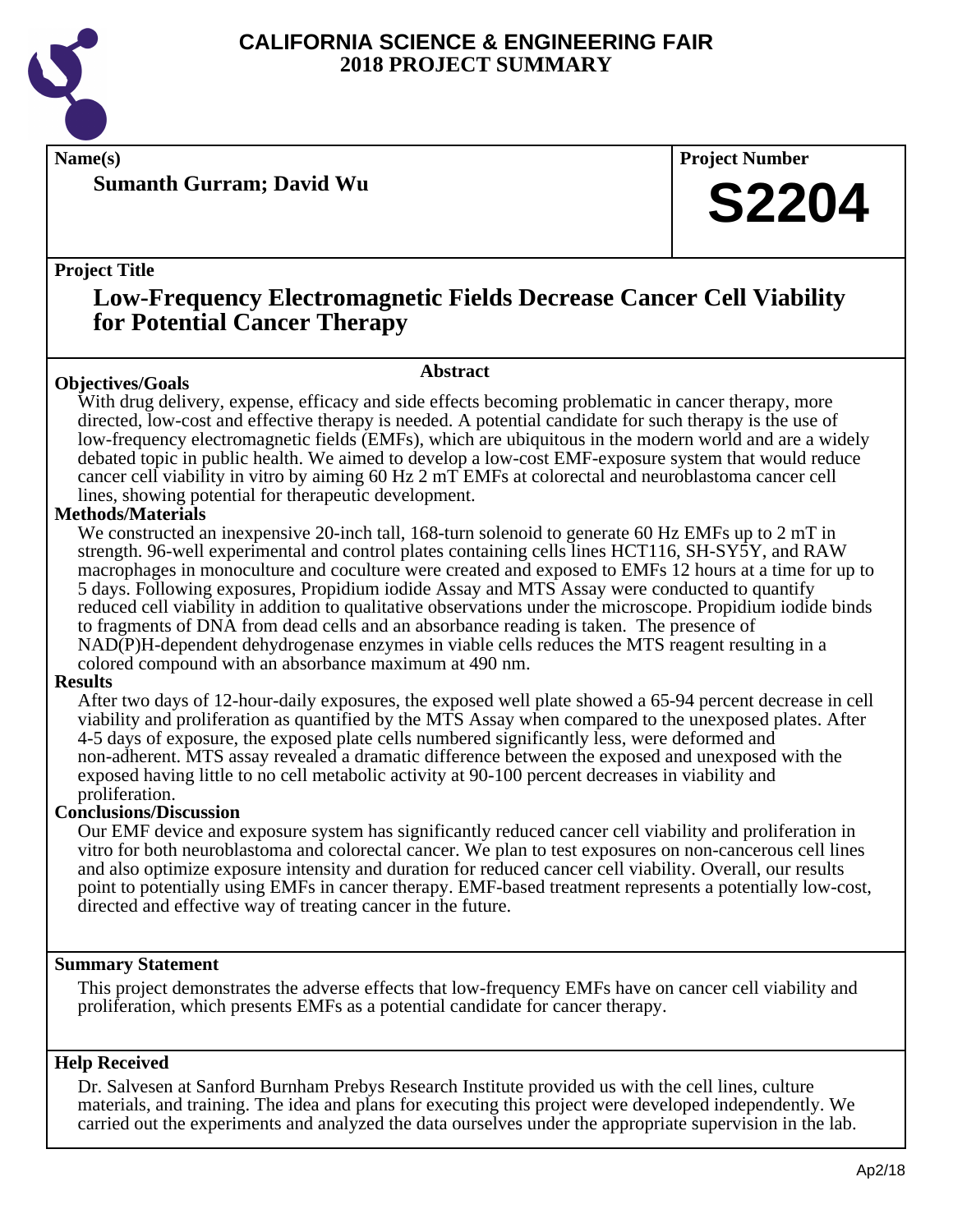# CALIFORNIA SCIENCE & ENGINEERING FAIR
# 2018 PROJECT SUMMARY

**Name(s)**

**Sumanth Gurram; David Wu**

**Project Number**

# S2204

**Project Title**

## Low-Frequency Electromagnetic Fields Decrease Cancer Cell Viability for Potential Cancer Therapy

### Abstract

**Objectives/Goals**

With drug delivery, expense, efficacy and side effects becoming problematic in cancer therapy, more directed, low-cost and effective therapy is needed. A potential candidate for such therapy is the use of low-frequency electromagnetic fields (EMFs), which are ubiquitous in the modern world and are a widely debated topic in public health. We aimed to develop a low-cost EMF-exposure system that would reduce cancer cell viability in vitro by aiming 60 Hz 2 mT EMFs at colorectal and neuroblastoma cancer cell lines, showing potential for therapeutic development.

**Methods/Materials**

We constructed an inexpensive 20-inch tall, 168-turn solenoid to generate 60 Hz EMFs up to 2 mT in strength. 96-well experimental and control plates containing cells lines HCT116, SH-SY5Y, and RAW macrophages in monoculture and coculture were created and exposed to EMFs 12 hours at a time for up to 5 days. Following exposures, Propidium iodide Assay and MTS Assay were conducted to quantify reduced cell viability in addition to qualitative observations under the microscope. Propidium iodide binds to fragments of DNA from dead cells and an absorbance reading is taken. The presence of NAD(P)H-dependent dehydrogenase enzymes in viable cells reduces the MTS reagent resulting in a colored compound with an absorbance maximum at 490 nm.

**Results**

After two days of 12-hour-daily exposures, the exposed well plate showed a 65-94 percent decrease in cell viability and proliferation as quantified by the MTS Assay when compared to the unexposed plates. After 4-5 days of exposure, the exposed plate cells numbered significantly less, were deformed and non-adherent. MTS assay revealed a dramatic difference between the exposed and unexposed with the exposed having little to no cell metabolic activity at 90-100 percent decreases in viability and proliferation.

**Conclusions/Discussion**

Our EMF device and exposure system has significantly reduced cancer cell viability and proliferation in vitro for both neuroblastoma and colorectal cancer. We plan to test exposures on non-cancerous cell lines and also optimize exposure intensity and duration for reduced cancer cell viability. Overall, our results point to potentially using EMFs in cancer therapy. EMF-based treatment represents a potentially low-cost, directed and effective way of treating cancer in the future.

**Summary Statement**

This project demonstrates the adverse effects that low-frequency EMFs have on cancer cell viability and proliferation, which presents EMFs as a potential candidate for cancer therapy.

**Help Received**

Dr. Salvesen at Sanford Burnham Prebys Research Institute provided us with the cell lines, culture materials, and training. The idea and plans for executing this project were developed independently. We carried out the experiments and analyzed the data ourselves under the appropriate supervision in the lab.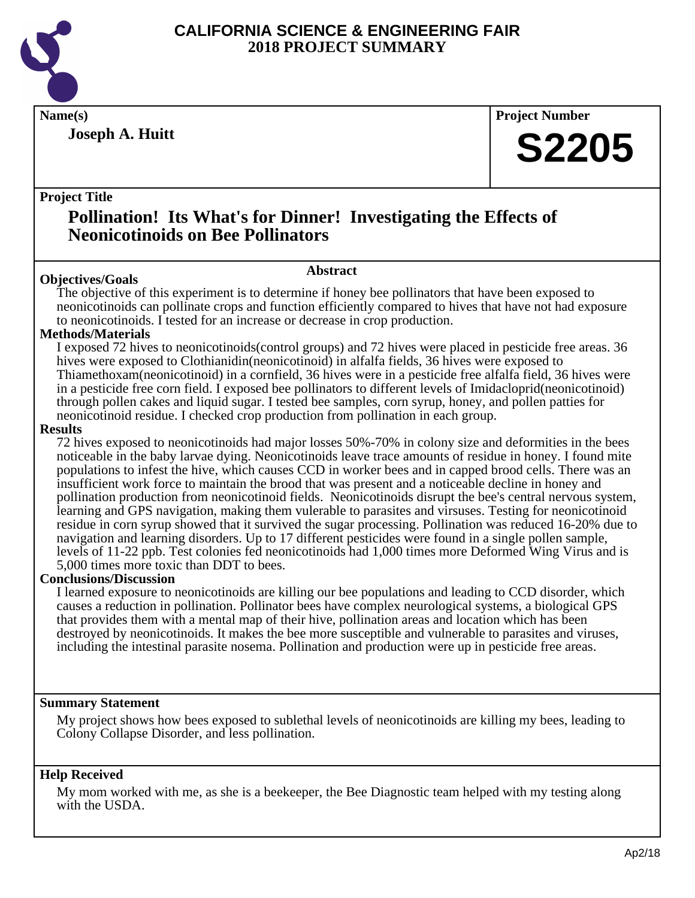# CALIFORNIA SCIENCE & ENGINEERING FAIR
## 2018 PROJECT SUMMARY

**Name(s)**

**Joseph A. Huitt**

**Project Number**

**S2205**

**Project Title**

## Pollination! Its What's for Dinner! Investigating the Effects of Neonicotinoids on Bee Pollinators

### Abstract

**Objectives/Goals**

The objective of this experiment is to determine if honey bee pollinators that have been exposed to neonicotinoids can pollinate crops and function efficiently compared to hives that have not had exposure to neonicotinoids. I tested for an increase or decrease in crop production.

**Methods/Materials**

I exposed 72 hives to neonicotinoids(control groups) and 72 hives were placed in pesticide free areas. 36 hives were exposed to Clothianidin(neonicotinoid) in alfalfa fields, 36 hives were exposed to Thiamethoxam(neonicotinoid) in a cornfield, 36 hives were in a pesticide free alfalfa field, 36 hives were in a pesticide free corn field. I exposed bee pollinators to different levels of Imidacloprid(neonicotinoid) through pollen cakes and liquid sugar. I tested bee samples, corn syrup, honey, and pollen patties for neonicotinoid residue. I checked crop production from pollination in each group.

**Results**

72 hives exposed to neonicotinoids had major losses 50%-70% in colony size and deformities in the bees noticeable in the baby larvae dying. Neonicotinoids leave trace amounts of residue in honey. I found mite populations to infest the hive, which causes CCD in worker bees and in capped brood cells. There was an insufficient work force to maintain the brood that was present and a noticeable decline in honey and pollination production from neonicotinoid fields. Neonicotinoids disrupt the bee's central nervous system, learning and GPS navigation, making them vulerable to parasites and virsuses. Testing for neonicotinoid residue in corn syrup showed that it survived the sugar processing. Pollination was reduced 16-20% due to navigation and learning disorders. Up to 17 different pesticides were found in a single pollen sample, levels of 11-22 ppb. Test colonies fed neonicotinoids had 1,000 times more Deformed Wing Virus and is 5,000 times more toxic than DDT to bees.

**Conclusions/Discussion**

I learned exposure to neonicotinoids are killing our bee populations and leading to CCD disorder, which causes a reduction in pollination. Pollinator bees have complex neurological systems, a biological GPS that provides them with a mental map of their hive, pollination areas and location which has been destroyed by neonicotinoids. It makes the bee more susceptible and vulnerable to parasites and viruses, including the intestinal parasite nosema. Pollination and production were up in pesticide free areas.

**Summary Statement**

My project shows how bees exposed to sublethal levels of neonicotinoids are killing my bees, leading to Colony Collapse Disorder, and less pollination.

**Help Received**

My mom worked with me, as she is a beekeeper, the Bee Diagnostic team helped with my testing along with the USDA.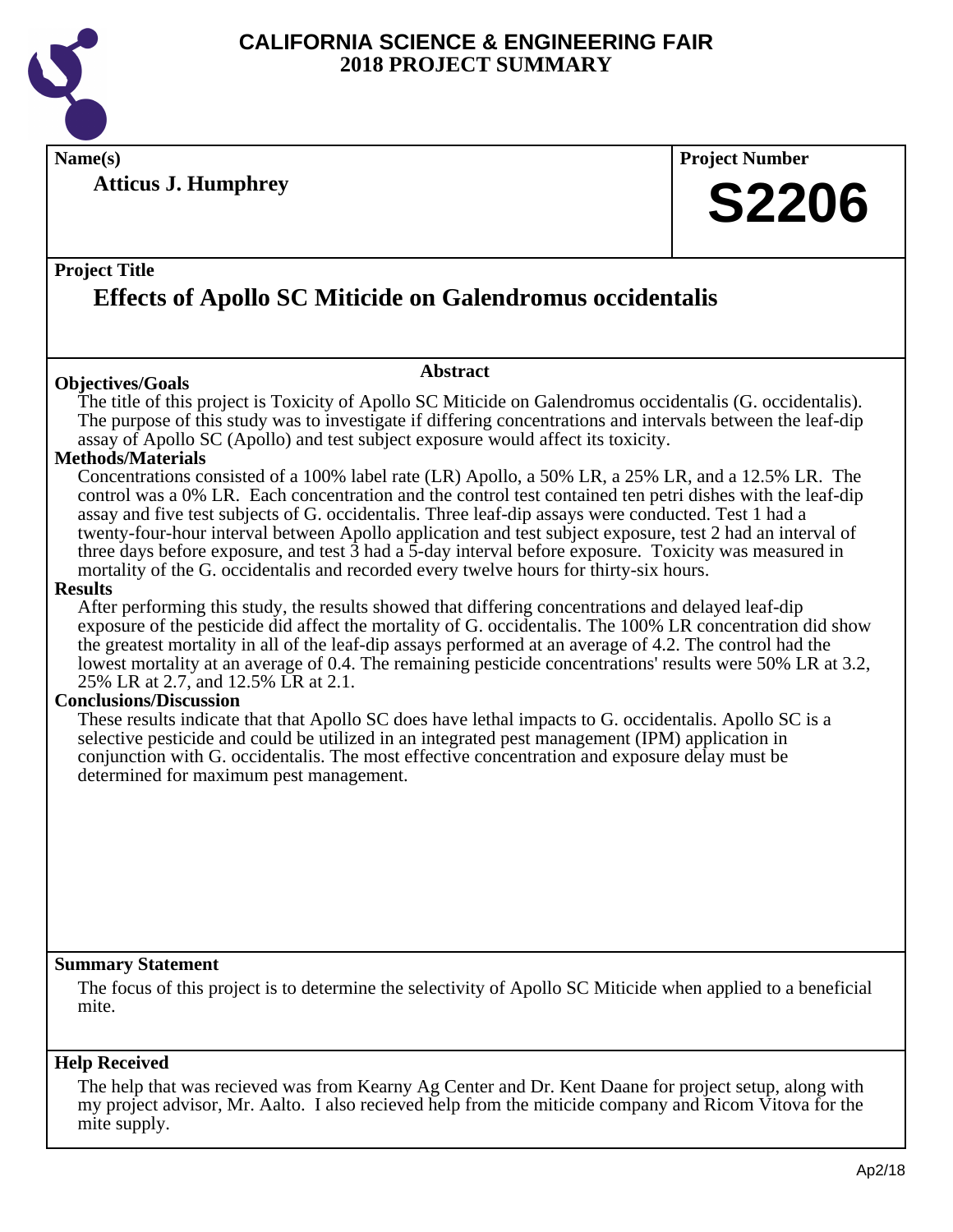# CALIFORNIA SCIENCE & ENGINEERING FAIR
## 2018 PROJECT SUMMARY

**Name(s)**

**Atticus J. Humphrey**

**Project Number**

**S2206**

**Project Title**

## Effects of Apollo SC Miticide on Galendromus occidentalis

### Abstract

**Objectives/Goals**

The title of this project is Toxicity of Apollo SC Miticide on Galendromus occidentalis (G. occidentalis). The purpose of this study was to investigate if differing concentrations and intervals between the leaf-dip assay of Apollo SC (Apollo) and test subject exposure would affect its toxicity.

**Methods/Materials**

Concentrations consisted of a 100% label rate (LR) Apollo, a 50% LR, a 25% LR, and a 12.5% LR. The control was a 0% LR. Each concentration and the control test contained ten petri dishes with the leaf-dip assay and five test subjects of G. occidentalis. Three leaf-dip assays were conducted. Test 1 had a twenty-four-hour interval between Apollo application and test subject exposure, test 2 had an interval of three days before exposure, and test 3 had a 5-day interval before exposure. Toxicity was measured in mortality of the G. occidentalis and recorded every twelve hours for thirty-six hours.

**Results**

After performing this study, the results showed that differing concentrations and delayed leaf-dip exposure of the pesticide did affect the mortality of G. occidentalis. The 100% LR concentration did show the greatest mortality in all of the leaf-dip assays performed at an average of 4.2. The control had the lowest mortality at an average of 0.4. The remaining pesticide concentrations' results were 50% LR at 3.2, 25% LR at 2.7, and 12.5% LR at 2.1.

**Conclusions/Discussion**

These results indicate that that Apollo SC does have lethal impacts to G. occidentalis. Apollo SC is a selective pesticide and could be utilized in an integrated pest management (IPM) application in conjunction with G. occidentalis. The most effective concentration and exposure delay must be determined for maximum pest management.

**Summary Statement**

The focus of this project is to determine the selectivity of Apollo SC Miticide when applied to a beneficial mite.

**Help Received**

The help that was recieved was from Kearny Ag Center and Dr. Kent Daane for project setup, along with my project advisor, Mr. Aalto. I also recieved help from the miticide company and Ricom Vitova for the mite supply.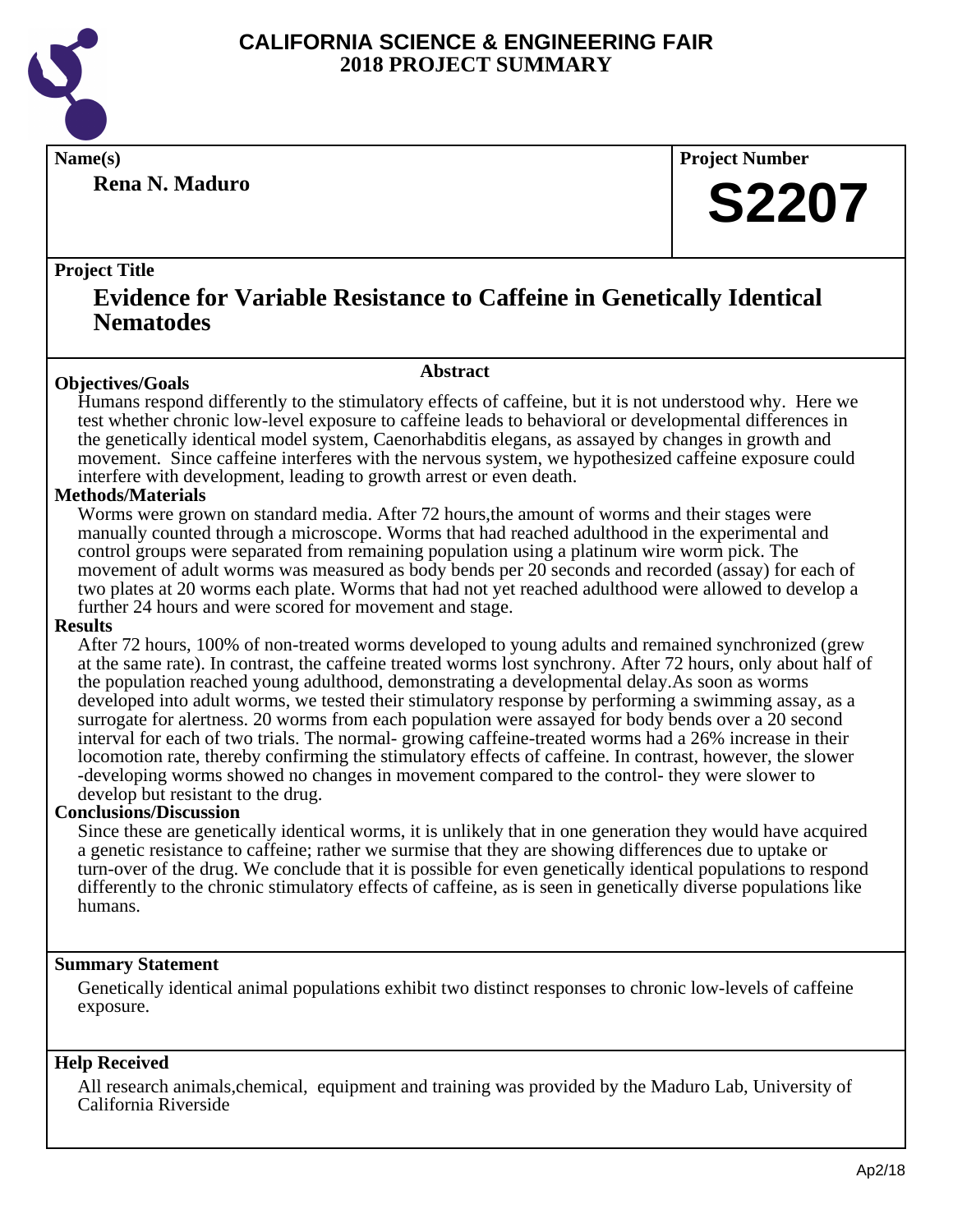# CALIFORNIA SCIENCE & ENGINEERING FAIR
## 2018 PROJECT SUMMARY

**Name(s)**

**Rena N. Maduro**

**Project Number**

# S2207

**Project Title**

## Evidence for Variable Resistance to Caffeine in Genetically Identical Nematodes

**Abstract**

**Objectives/Goals**

Humans respond differently to the stimulatory effects of caffeine, but it is not understood why. Here we test whether chronic low-level exposure to caffeine leads to behavioral or developmental differences in the genetically identical model system, Caenorhabditis elegans, as assayed by changes in growth and movement. Since caffeine interferes with the nervous system, we hypothesized caffeine exposure could interfere with development, leading to growth arrest or even death.

**Methods/Materials**

Worms were grown on standard media. After 72 hours,the amount of worms and their stages were manually counted through a microscope. Worms that had reached adulthood in the experimental and control groups were separated from remaining population using a platinum wire worm pick. The movement of adult worms was measured as body bends per 20 seconds and recorded (assay) for each of two plates at 20 worms each plate. Worms that had not yet reached adulthood were allowed to develop a further 24 hours and were scored for movement and stage.

**Results**

After 72 hours, 100% of non-treated worms developed to young adults and remained synchronized (grew at the same rate). In contrast, the caffeine treated worms lost synchrony. After 72 hours, only about half of the population reached young adulthood, demonstrating a developmental delay.As soon as worms developed into adult worms, we tested their stimulatory response by performing a swimming assay, as a surrogate for alertness. 20 worms from each population were assayed for body bends over a 20 second interval for each of two trials. The normal- growing caffeine-treated worms had a 26% increase in their locomotion rate, thereby confirming the stimulatory effects of caffeine. In contrast, however, the slower -developing worms showed no changes in movement compared to the control- they were slower to develop but resistant to the drug.

**Conclusions/Discussion**

Since these are genetically identical worms, it is unlikely that in one generation they would have acquired a genetic resistance to caffeine; rather we surmise that they are showing differences due to uptake or turn-over of the drug. We conclude that it is possible for even genetically identical populations to respond differently to the chronic stimulatory effects of caffeine, as is seen in genetically diverse populations like humans.

**Summary Statement**

Genetically identical animal populations exhibit two distinct responses to chronic low-levels of caffeine exposure.

**Help Received**

All research animals,chemical, equipment and training was provided by the Maduro Lab, University of California Riverside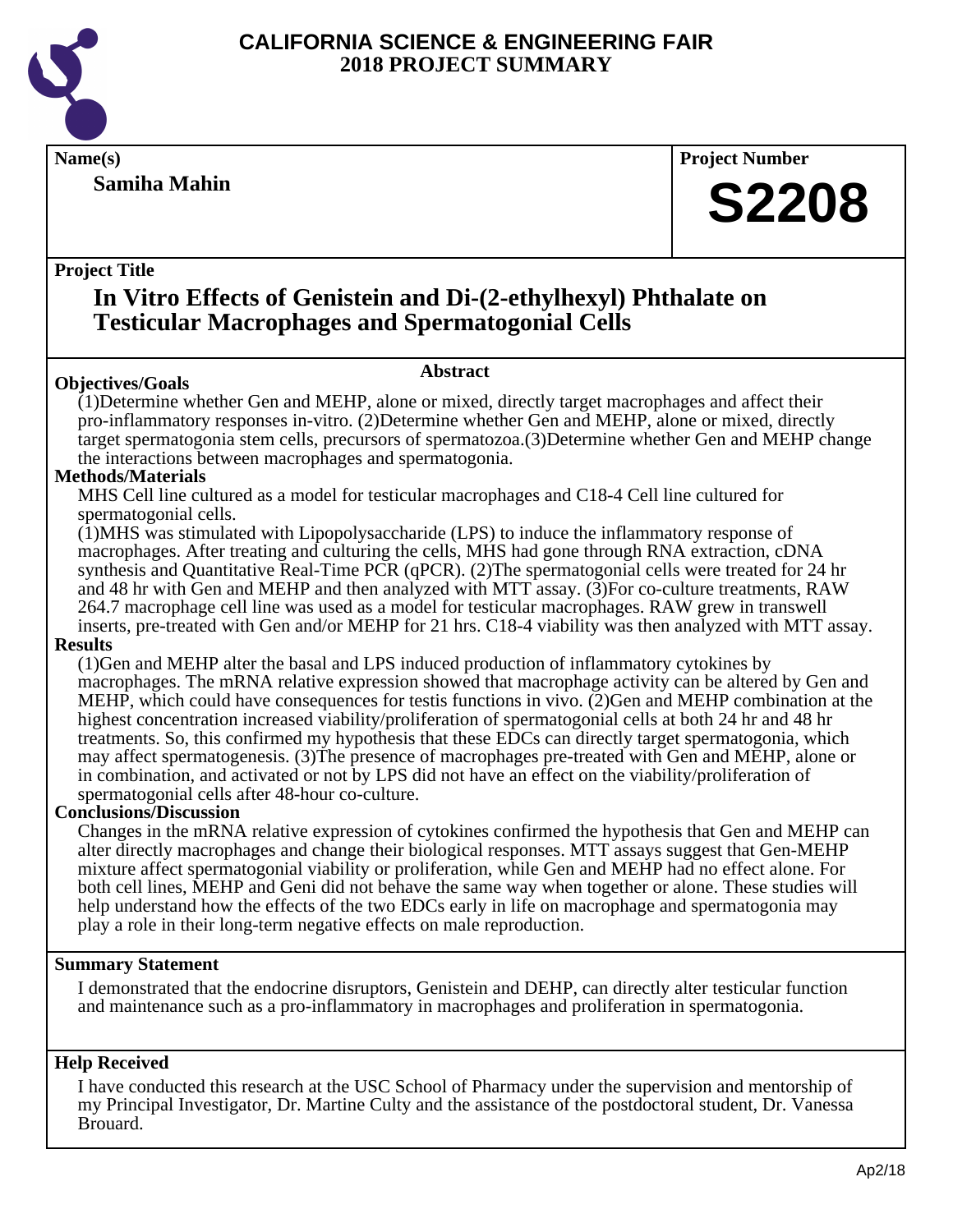# CALIFORNIA SCIENCE & ENGINEERING FAIR
## 2018 PROJECT SUMMARY

**Name(s)**

**Samiha Mahin**

**Project Number**

**S2208**

**Project Title**

## In Vitro Effects of Genistein and Di-(2-ethylhexyl) Phthalate on Testicular Macrophages and Spermatogonial Cells

### Abstract

**Objectives/Goals**

(1)Determine whether Gen and MEHP, alone or mixed, directly target macrophages and affect their pro-inflammatory responses in-vitro. (2)Determine whether Gen and MEHP, alone or mixed, directly target spermatogonia stem cells, precursors of spermatozoa.(3)Determine whether Gen and MEHP change the interactions between macrophages and spermatogonia.

**Methods/Materials**

MHS Cell line cultured as a model for testicular macrophages and C18-4 Cell line cultured for spermatogonial cells.

(1)MHS was stimulated with Lipopolysaccharide (LPS) to induce the inflammatory response of macrophages. After treating and culturing the cells, MHS had gone through RNA extraction, cDNA synthesis and Quantitative Real-Time PCR (qPCR). (2)The spermatogonial cells were treated for 24 hr and 48 hr with Gen and MEHP and then analyzed with MTT assay. (3)For co-culture treatments, RAW 264.7 macrophage cell line was used as a model for testicular macrophages. RAW grew in transwell inserts, pre-treated with Gen and/or MEHP for 21 hrs. C18-4 viability was then analyzed with MTT assay.

**Results**

(1)Gen and MEHP alter the basal and LPS induced production of inflammatory cytokines by macrophages. The mRNA relative expression showed that macrophage activity can be altered by Gen and MEHP, which could have consequences for testis functions in vivo. (2)Gen and MEHP combination at the highest concentration increased viability/proliferation of spermatogonial cells at both 24 hr and 48 hr treatments. So, this confirmed my hypothesis that these EDCs can directly target spermatogonia, which may affect spermatogenesis. (3)The presence of macrophages pre-treated with Gen and MEHP, alone or in combination, and activated or not by LPS did not have an effect on the viability/proliferation of spermatogonial cells after 48-hour co-culture.

**Conclusions/Discussion**

Changes in the mRNA relative expression of cytokines confirmed the hypothesis that Gen and MEHP can alter directly macrophages and change their biological responses. MTT assays suggest that Gen-MEHP mixture affect spermatogonial viability or proliferation, while Gen and MEHP had no effect alone. For both cell lines, MEHP and Geni did not behave the same way when together or alone. These studies will help understand how the effects of the two EDCs early in life on macrophage and spermatogonia may play a role in their long-term negative effects on male reproduction.

**Summary Statement**

I demonstrated that the endocrine disruptors, Genistein and DEHP, can directly alter testicular function and maintenance such as a pro-inflammatory in macrophages and proliferation in spermatogonia.

**Help Received**

I have conducted this research at the USC School of Pharmacy under the supervision and mentorship of my Principal Investigator, Dr. Martine Culty and the assistance of the postdoctoral student, Dr. Vanessa Brouard.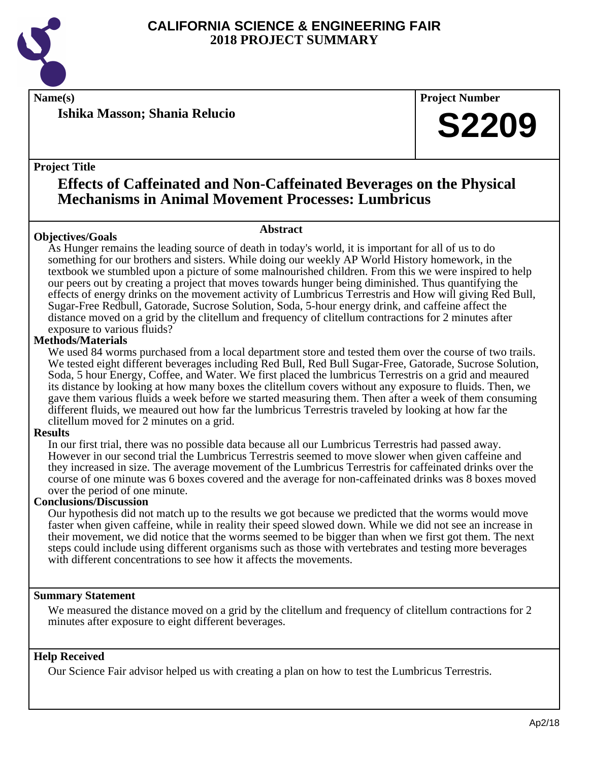# CALIFORNIA SCIENCE & ENGINEERING FAIR
## 2018 PROJECT SUMMARY

**Name(s)**

**Ishika Masson; Shania Relucio**

**Project Number**

# S2209

**Project Title**

## Effects of Caffeinated and Non-Caffeinated Beverages on the Physical Mechanisms in Animal Movement Processes: Lumbricus

**Abstract**

**Objectives/Goals**

As Hunger remains the leading source of death in today's world, it is important for all of us to do something for our brothers and sisters. While doing our weekly AP World History homework, in the textbook we stumbled upon a picture of some malnourished children. From this we were inspired to help our peers out by creating a project that moves towards hunger being diminished. Thus quantifying the effects of energy drinks on the movement activity of Lumbricus Terrestris and How will giving Red Bull, Sugar-Free Redbull, Gatorade, Sucrose Solution, Soda, 5-hour energy drink, and caffeine affect the distance moved on a grid by the clitellum and frequency of clitellum contractions for 2 minutes after exposure to various fluids?

**Methods/Materials**

We used 84 worms purchased from a local department store and tested them over the course of two trails. We tested eight different beverages including Red Bull, Red Bull Sugar-Free, Gatorade, Sucrose Solution, Soda, 5 hour Energy, Coffee, and Water. We first placed the lumbricus Terrestris on a grid and meaured its distance by looking at how many boxes the clitellum covers without any exposure to fluids. Then, we gave them various fluids a week before we started measuring them. Then after a week of them consuming different fluids, we meaured out how far the lumbricus Terrestris traveled by looking at how far the clitellum moved for 2 minutes on a grid.

**Results**

In our first trial, there was no possible data because all our Lumbricus Terrestris had passed away. However in our second trial the Lumbricus Terrestris seemed to move slower when given caffeine and they increased in size. The average movement of the Lumbricus Terrestris for caffeinated drinks over the course of one minute was 6 boxes covered and the average for non-caffeinated drinks was 8 boxes moved over the period of one minute.

**Conclusions/Discussion**

Our hypothesis did not match up to the results we got because we predicted that the worms would move faster when given caffeine, while in reality their speed slowed down. While we did not see an increase in their movement, we did notice that the worms seemed to be bigger than when we first got them. The next steps could include using different organisms such as those with vertebrates and testing more beverages with different concentrations to see how it affects the movements.

**Summary Statement**

We measured the distance moved on a grid by the clitellum and frequency of clitellum contractions for 2 minutes after exposure to eight different beverages.

**Help Received**

Our Science Fair advisor helped us with creating a plan on how to test the Lumbricus Terrestris.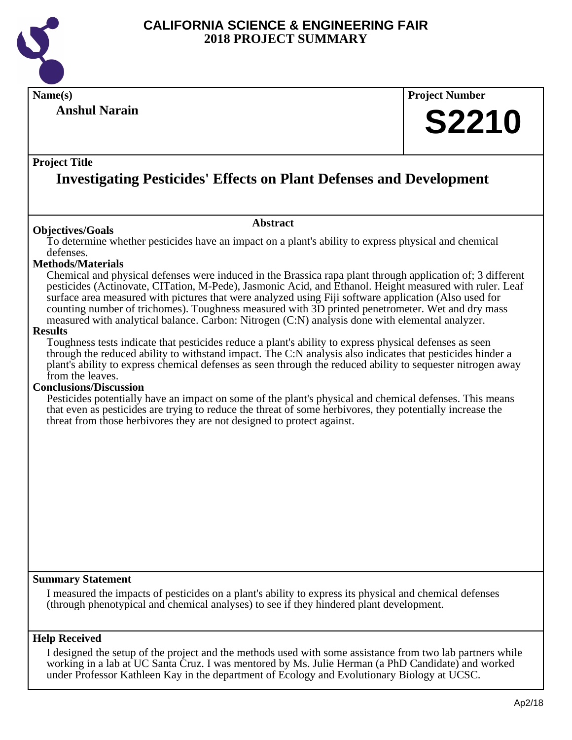# CALIFORNIA SCIENCE & ENGINEERING FAIR
## 2018 PROJECT SUMMARY

**Name(s)**

**Anshul Narain**

**Project Number**

**S2210**

**Project Title**

# Investigating Pesticides' Effects on Plant Defenses and Development

### Abstract

**Objectives/Goals**

To determine whether pesticides have an impact on a plant's ability to express physical and chemical defenses.

**Methods/Materials**

Chemical and physical defenses were induced in the Brassica rapa plant through application of; 3 different pesticides (Actinovate, CITation, M-Pede), Jasmonic Acid, and Ethanol. Height measured with ruler. Leaf surface area measured with pictures that were analyzed using Fiji software application (Also used for counting number of trichomes). Toughness measured with 3D printed penetrometer. Wet and dry mass measured with analytical balance. Carbon: Nitrogen (C:N) analysis done with elemental analyzer.

**Results**

Toughness tests indicate that pesticides reduce a plant's ability to express physical defenses as seen through the reduced ability to withstand impact. The C:N analysis also indicates that pesticides hinder a plant's ability to express chemical defenses as seen through the reduced ability to sequester nitrogen away from the leaves.

**Conclusions/Discussion**

Pesticides potentially have an impact on some of the plant's physical and chemical defenses. This means that even as pesticides are trying to reduce the threat of some herbivores, they potentially increase the threat from those herbivores they are not designed to protect against.

**Summary Statement**

I measured the impacts of pesticides on a plant's ability to express its physical and chemical defenses (through phenotypical and chemical analyses) to see if they hindered plant development.

**Help Received**

I designed the setup of the project and the methods used with some assistance from two lab partners while working in a lab at UC Santa Cruz. I was mentored by Ms. Julie Herman (a PhD Candidate) and worked under Professor Kathleen Kay in the department of Ecology and Evolutionary Biology at UCSC.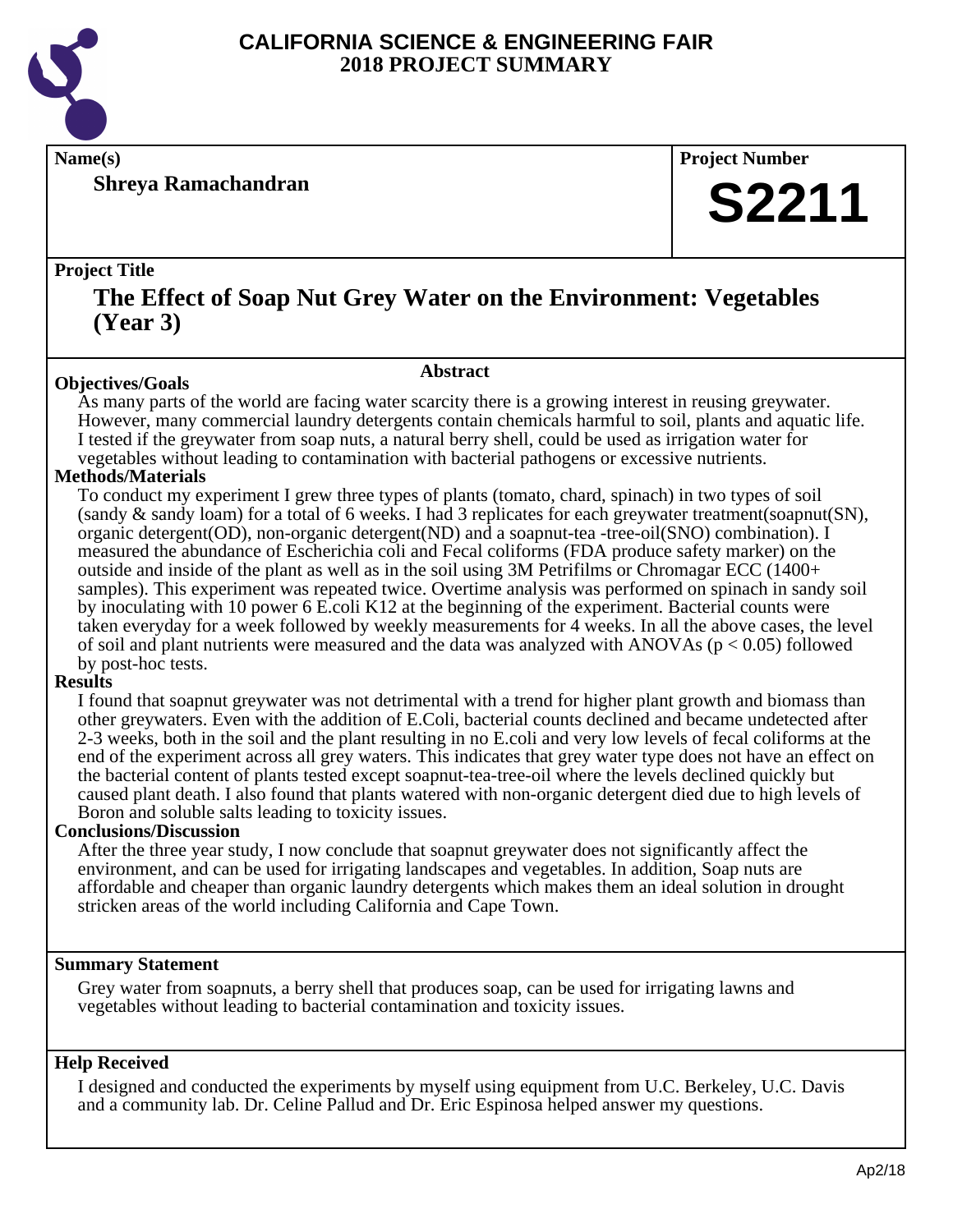# CALIFORNIA SCIENCE & ENGINEERING FAIR
# 2018 PROJECT SUMMARY

**Name(s)**

**Shreya Ramachandran**

**Project Number**

**S2211**

**Project Title**

## The Effect of Soap Nut Grey Water on the Environment: Vegetables (Year 3)

### Abstract

**Objectives/Goals**

As many parts of the world are facing water scarcity there is a growing interest in reusing greywater. However, many commercial laundry detergents contain chemicals harmful to soil, plants and aquatic life. I tested if the greywater from soap nuts, a natural berry shell, could be used as irrigation water for vegetables without leading to contamination with bacterial pathogens or excessive nutrients.

**Methods/Materials**

To conduct my experiment I grew three types of plants (tomato, chard, spinach) in two types of soil (sandy & sandy loam) for a total of 6 weeks. I had 3 replicates for each greywater treatment(soapnut(SN), organic detergent(OD), non-organic detergent(ND) and a soapnut-tea -tree-oil(SNO) combination). I measured the abundance of Escherichia coli and Fecal coliforms (FDA produce safety marker) on the outside and inside of the plant as well as in the soil using 3M Petrifilms or Chromagar ECC (1400+ samples). This experiment was repeated twice. Overtime analysis was performed on spinach in sandy soil by inoculating with 10 power 6 E.coli K12 at the beginning of the experiment. Bacterial counts were taken everyday for a week followed by weekly measurements for 4 weeks. In all the above cases, the level of soil and plant nutrients were measured and the data was analyzed with ANOVAs ($p < 0.05$) followed by post-hoc tests.

**Results**

I found that soapnut greywater was not detrimental with a trend for higher plant growth and biomass than other greywaters. Even with the addition of E.Coli, bacterial counts declined and became undetected after 2-3 weeks, both in the soil and the plant resulting in no E.coli and very low levels of fecal coliforms at the end of the experiment across all grey waters. This indicates that grey water type does not have an effect on the bacterial content of plants tested except soapnut-tea-tree-oil where the levels declined quickly but caused plant death. I also found that plants watered with non-organic detergent died due to high levels of Boron and soluble salts leading to toxicity issues.

**Conclusions/Discussion**

After the three year study, I now conclude that soapnut greywater does not significantly affect the environment, and can be used for irrigating landscapes and vegetables. In addition, Soap nuts are affordable and cheaper than organic laundry detergents which makes them an ideal solution in drought stricken areas of the world including California and Cape Town.

**Summary Statement**

Grey water from soapnuts, a berry shell that produces soap, can be used for irrigating lawns and vegetables without leading to bacterial contamination and toxicity issues.

**Help Received**

I designed and conducted the experiments by myself using equipment from U.C. Berkeley, U.C. Davis and a community lab. Dr. Celine Pallud and Dr. Eric Espinosa helped answer my questions.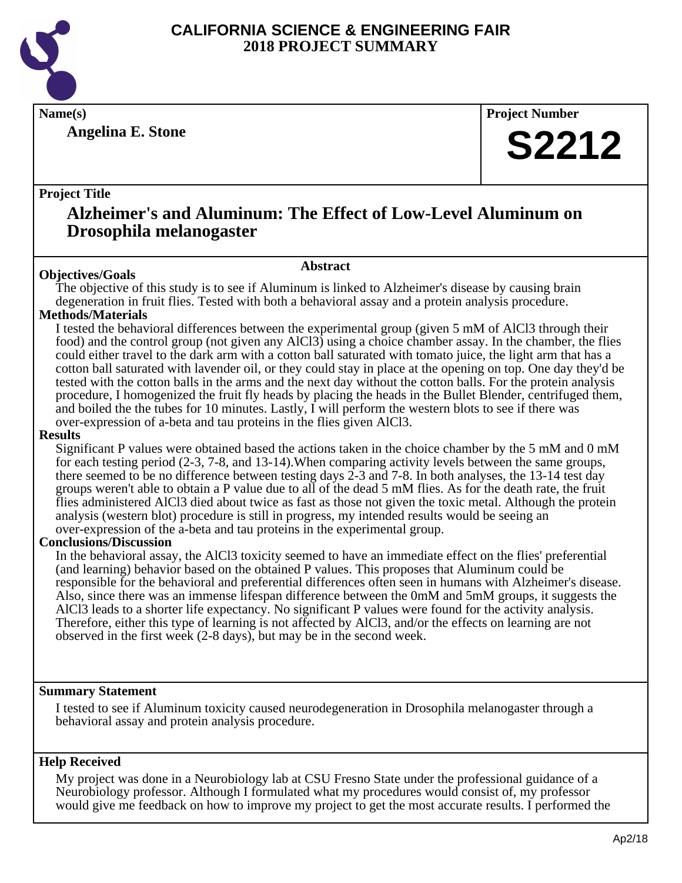# CALIFORNIA SCIENCE & ENGINEERING FAIR
# 2018 PROJECT SUMMARY

**Name(s)**

**Angelina E. Stone**

**Project Number**

**S2212**

**Project Title**

## Alzheimer's and Aluminum: The Effect of Low-Level Aluminum on Drosophila melanogaster

**Abstract**

**Objectives/Goals**

The objective of this study is to see if Aluminum is linked to Alzheimer's disease by causing brain degeneration in fruit flies. Tested with both a behavioral assay and a protein analysis procedure.

**Methods/Materials**

I tested the behavioral differences between the experimental group (given 5 mM of AlCl3 through their food) and the control group (not given any AlCl3) using a choice chamber assay. In the chamber, the flies could either travel to the dark arm with a cotton ball saturated with tomato juice, the light arm that has a cotton ball saturated with lavender oil, or they could stay in place at the opening on top. One day they'd be tested with the cotton balls in the arms and the next day without the cotton balls. For the protein analysis procedure, I homogenized the fruit fly heads by placing the heads in the Bullet Blender, centrifuged them, and boiled the the tubes for 10 minutes. Lastly, I will perform the western blots to see if there was over-expression of a-beta and tau proteins in the flies given AlCl3.

**Results**

Significant P values were obtained based the actions taken in the choice chamber by the 5 mM and 0 mM for each testing period (2-3, 7-8, and 13-14).When comparing activity levels between the same groups, there seemed to be no difference between testing days 2-3 and 7-8. In both analyses, the 13-14 test day groups weren't able to obtain a P value due to all of the dead 5 mM flies. As for the death rate, the fruit flies administered AlCl3 died about twice as fast as those not given the toxic metal. Although the protein analysis (western blot) procedure is still in progress, my intended results would be seeing an over-expression of the a-beta and tau proteins in the experimental group.

**Conclusions/Discussion**

In the behavioral assay, the AlCl3 toxicity seemed to have an immediate effect on the flies' preferential (and learning) behavior based on the obtained P values. This proposes that Aluminum could be responsible for the behavioral and preferential differences often seen in humans with Alzheimer's disease. Also, since there was an immense lifespan difference between the 0mM and 5mM groups, it suggests the AlCl3 leads to a shorter life expectancy. No significant P values were found for the activity analysis. Therefore, either this type of learning is not affected by AlCl3, and/or the effects on learning are not observed in the first week (2-8 days), but may be in the second week.

**Summary Statement**

I tested to see if Aluminum toxicity caused neurodegeneration in Drosophila melanogaster through a behavioral assay and protein analysis procedure.

**Help Received**

My project was done in a Neurobiology lab at CSU Fresno State under the professional guidance of a Neurobiology professor. Although I formulated what my procedures would consist of, my professor would give me feedback on how to improve my project to get the most accurate results. I performed the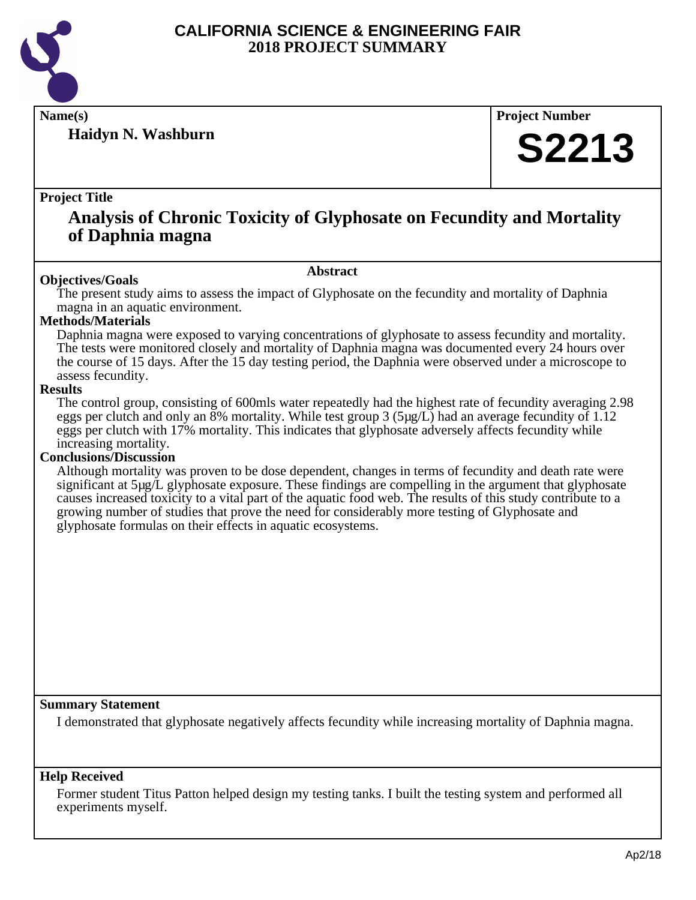# CALIFORNIA SCIENCE & ENGINEERING FAIR
# 2018 PROJECT SUMMARY

**Name(s)**

**Haidyn N. Washburn**

**Project Number**

**S2213**

**Project Title**

## Analysis of Chronic Toxicity of Glyphosate on Fecundity and Mortality of Daphnia magna

### Abstract

**Objectives/Goals**

The present study aims to assess the impact of Glyphosate on the fecundity and mortality of Daphnia magna in an aquatic environment.

**Methods/Materials**

Daphnia magna were exposed to varying concentrations of glyphosate to assess fecundity and mortality. The tests were monitored closely and mortality of Daphnia magna was documented every 24 hours over the course of 15 days. After the 15 day testing period, the Daphnia were observed under a microscope to assess fecundity.

**Results**

The control group, consisting of 600mls water repeatedly had the highest rate of fecundity averaging 2.98 eggs per clutch and only an 8% mortality. While test group 3 (5µg/L) had an average fecundity of 1.12 eggs per clutch with 17% mortality. This indicates that glyphosate adversely affects fecundity while increasing mortality.

**Conclusions/Discussion**

Although mortality was proven to be dose dependent, changes in terms of fecundity and death rate were significant at 5µg/L glyphosate exposure. These findings are compelling in the argument that glyphosate causes increased toxicity to a vital part of the aquatic food web. The results of this study contribute to a growing number of studies that prove the need for considerably more testing of Glyphosate and glyphosate formulas on their effects in aquatic ecosystems.

**Summary Statement**

I demonstrated that glyphosate negatively affects fecundity while increasing mortality of Daphnia magna.

**Help Received**

Former student Titus Patton helped design my testing tanks. I built the testing system and performed all experiments myself.